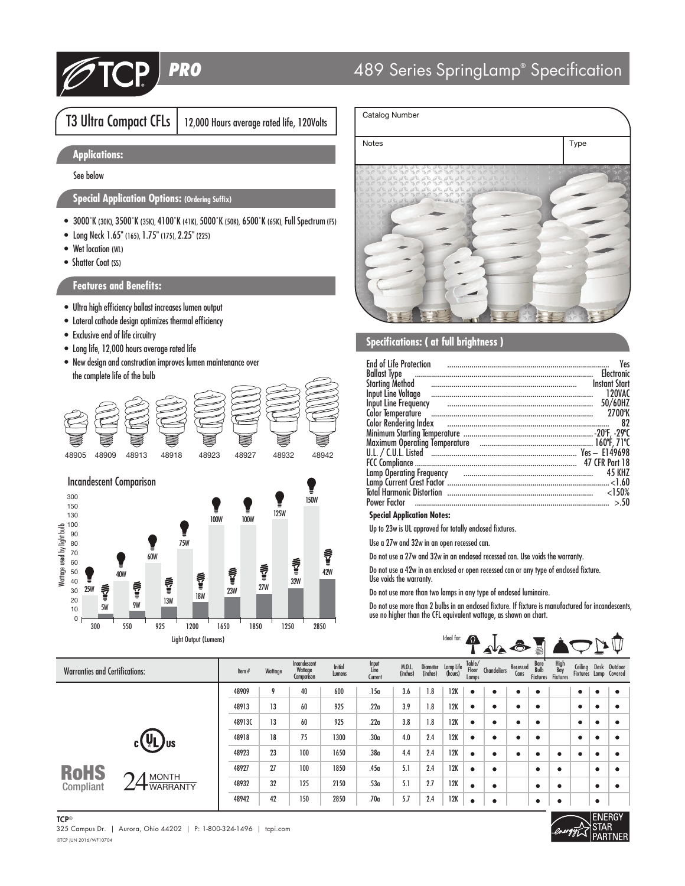# TCP PRO

## 489 Series SpringLamp® Specification

## T3 Ultra Compact CFLs | 12,000 Hours average rated life, 120Volts

### Applications:

See below

### Special Application Options: (Ordering Suffix)

- 3000˚K (30K), 3500˚K (35K), 4100˚K (41K), 5000˚K (50K), 6500˚K (65K), Full Spectrum (FS)
- Long Neck 1.65" (165), 1.75" (175), 2.25" (225)
- Wet location (WL)
- Shatter Coat (SS)

### Features and Benefits:

- Ultra high efficiency ballast increases lumen output
- Lateral cathode design optimizes thermal efficiency
- Exclusive end of life circuitry
- Long life, 12,000 hours average rated life
- New design and construction improves lumen maintenance over the complete life of the bulb

48905 48909 48913 48918 48923 48927 48932 48942

### Incandescent Comparison

| Light Output (Lumens) | 300 | 550 | 925 | 1200 | 1650 | 1850 | 1250 | 2850 |
|---|---|---|---|---|---|---|---|---|
| Incandescent | 25W | 40W | 60W | 75W | 100W | 100W | 125W | 150W |
| CFL | 5W | 9W | 13W | 18W | 23W | 27W | 32W | 42W |

Wattage used by light bulb

| Catalog Number | |
|---|---|
| Notes | Type |

### Specifications: ( at full brightness )

- End of Life Protection .......... Yes
- Ballast Type .......... Electronic
- Starting Method .......... Instant Start
- Input Line Voltage .......... 120VAC
- Input Line Frequency .......... 50/60HZ
- Color Temperature .......... 2700ºK
- Color Rendering Index .......... 82
- Minimum Starting Temperature .......... -20ºF, -29ºC
- Maximum Operating Temperature .......... 160ºF, 71ºC
- U.L. / C.U.L. Listed .......... Yes – E149698
- FCC Compliance .......... 47 CFR Part 18
- Lamp Operating Frequency .......... 45 KHZ
- Lamp Current Crest Factor .......... <1.60
- Total Harmonic Distortion .......... <150%
- Power Factor .......... >.50

**Special Application Notes:**

Up to 23w is UL approved for totally enclosed fixtures.

Use a 27w and 32w in an open recessed can.

Do not use a 27w and 32w in an enclosed recessed can. Use voids the warranty.

Do not use a 42w in an enclosed or open recessed can or any type of enclosed fixture. Use voids the warranty.

Do not use more than two lamps in any type of enclosed luminaire.

Do not use more than 2 bulbs in an enclosed fixture. If fixture is manufactured for incandescents, use no higher than the CFL equivalent wattage, as shown on chart.

Warranties and Certifications:

RoHS Compliant | 24 MONTH WARRANTY

| Item # | Wattage | Incandescent Wattage Comparison | Initial Lumens | Input Line Current | M.O.L. (inches) | Diameter (inches) | Lamp Life (hours) | Table/ Floor Lamps | Chandeliers | Recessed Cans | Bare Bulb Fixtures | High Bay Fixtures | Ceiling Fixtures | Desk Lamp | Outdoor Covered |
|---|---|---|---|---|---|---|---|---|---|---|---|---|---|---|---|
| 48909 | 9 | 40 | 600 | .15a | 3.6 | 1.8 | 12K | ● | ● | ● | ● | | ● | ● | ● |
| 48913 | 13 | 60 | 925 | .22a | 3.9 | 1.8 | 12K | ● | ● | ● | ● | | ● | ● | ● |
| 48913C | 13 | 60 | 925 | .22a | 3.8 | 1.8 | 12K | ● | ● | ● | ● | | ● | ● | ● |
| 48918 | 18 | 75 | 1300 | .30a | 4.0 | 2.4 | 12K | ● | ● | ● | ● | | ● | ● | ● |
| 48923 | 23 | 100 | 1650 | .38a | 4.4 | 2.4 | 12K | ● | ● | ● | ● | ● | ● | ● | ● |
| 48927 | 27 | 100 | 1850 | .45a | 5.1 | 2.4 | 12K | ● | ● | | ● | ● | | ● | ● |
| 48932 | 32 | 125 | 2150 | .53a | 5.1 | 2.7 | 12K | ● | ● | | ● | ● | | ● | ● |
| 48942 | 42 | 150 | 2850 | .70a | 5.7 | 2.4 | 12K | ● | ● | | ● | ● | | ● | |

**TCP**®
325 Campus Dr. | Aurora, Ohio 44202 | P: 1-800-324-1496 | tcpi.com
©TCP JUN 2016/WF10704

ENERGY STAR PARTNER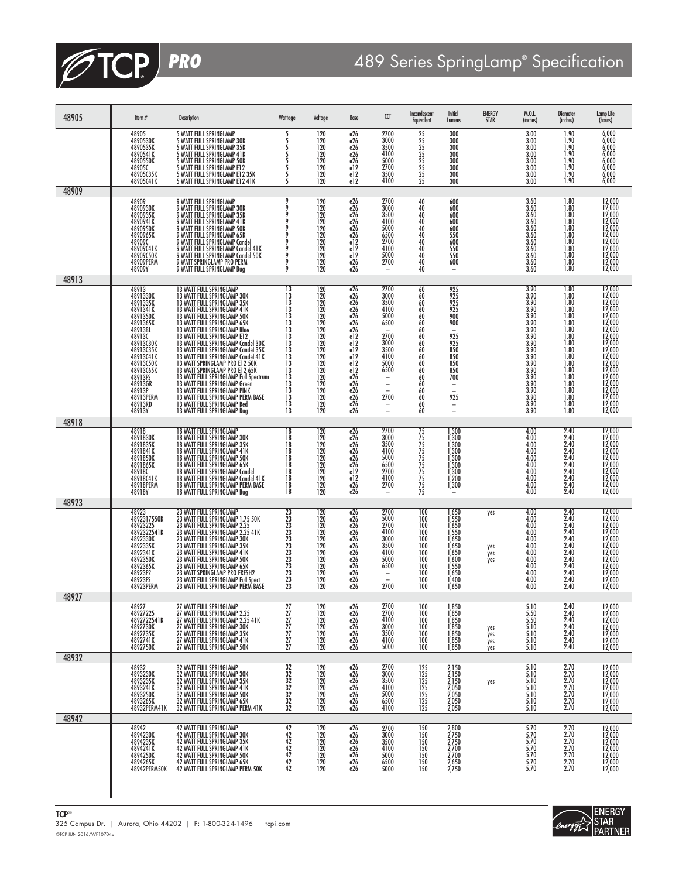# TCP *PRO* 489 Series SpringLamp® Specification

| Series | Item # | Description | Wattage | Voltage | Base | CCT | Incandescent Equivalent | Initial Lumens | ENERGY STAR | M.O.L. (inches) | Diameter (inches) | Lamp Life (hours) |
|---|---|---|---|---|---|---|---|---|---|---|---|---|
| 48905 | 48905 | 5 WATT FULL SPRINGLAMP | 5 | 120 | e26 | 2700 | 25 | 300 | | 3.00 | 1.90 | 6,000 |
| | 4890530K | 5 WATT FULL SPRINGLAMP 30K | 5 | 120 | e26 | 3000 | 25 | 300 | | 3.00 | 1.90 | 6,000 |
| | 4890535K | 5 WATT FULL SPRINGLAMP 35K | 5 | 120 | e26 | 3500 | 25 | 300 | | 3.00 | 1.90 | 6,000 |
| | 4890541K | 5 WATT FULL SPRINGLAMP 41K | 5 | 120 | e26 | 4100 | 25 | 300 | | 3.00 | 1.90 | 6,000 |
| | 4890550K | 5 WATT FULL SPRINGLAMP 50K | 5 | 120 | e26 | 5000 | 25 | 300 | | 3.00 | 1.90 | 6,000 |
| | 48905C | 5 WATT FULL SPRINGLAMP E12 | 5 | 120 | e12 | 2700 | 25 | 300 | | 3.00 | 1.90 | 6,000 |
| | 48905C35K | 5 WATT FULL SPRINGLAMP E12 35K | 5 | 120 | e12 | 3500 | 25 | 300 | | 3.00 | 1.90 | 6,000 |
| | 48905C41K | 5 WATT FULL SPRINGLAMP E12 41K | 5 | 120 | e12 | 4100 | 25 | 300 | | 3.00 | 1.90 | 6,000 |
| 48909 | 48909 | 9 WATT FULL SPRINGLAMP | 9 | 120 | e26 | 2700 | 40 | 600 | | 3.60 | 1.80 | 12,000 |
| | 4890930K | 9 WATT FULL SPRINGLAMP 30K | 9 | 120 | e26 | 3000 | 40 | 600 | | 3.60 | 1.80 | 12,000 |
| | 4890935K | 9 WATT FULL SPRINGLAMP 35K | 9 | 120 | e26 | 3500 | 40 | 600 | | 3.60 | 1.80 | 12,000 |
| | 4890941K | 9 WATT FULL SPRINGLAMP 41K | 9 | 120 | e26 | 4100 | 40 | 600 | | 3.60 | 1.80 | 12,000 |
| | 4890950K | 9 WATT FULL SPRINGLAMP 50K | 9 | 120 | e26 | 5000 | 40 | 600 | | 3.60 | 1.80 | 12,000 |
| | 4890965K | 9 WATT FULL SPRINGLAMP 65K | 9 | 120 | e26 | 6500 | 40 | 550 | | 3.60 | 1.80 | 12,000 |
| | 48909C | 9 WATT FULL SPRINGLAMP Candel | 9 | 120 | e12 | 2700 | 40 | 600 | | 3.60 | 1.80 | 12,000 |
| | 48909C41K | 9 WATT FULL SPRINGLAMP Candel 41K | 9 | 120 | e12 | 4100 | 40 | 550 | | 3.60 | 1.80 | 12,000 |
| | 48909C50K | 9 WATT FULL SPRINGLAMP Candel 50K | 9 | 120 | e12 | 5000 | 40 | 550 | | 3.60 | 1.80 | 12,000 |
| | 48909PERM | 9 WATT SPRINGLAMP PRO PERM | 9 | 120 | e26 | 2700 | 40 | 600 | | 3.60 | 1.80 | 12,000 |
| | 48909Y | 9 WATT FULL SPRINGLAMP Bug | 9 | 120 | e26 | – | 40 | – | | 3.60 | 1.80 | 12,000 |
| 48913 | 48913 | 13 WATT FULL SPRINGLAMP | 13 | 120 | e26 | 2700 | 60 | 925 | | 3.90 | 1.80 | 12,000 |
| | 4891330K | 13 WATT FULL SPRINGLAMP 30K | 13 | 120 | e26 | 3000 | 60 | 925 | | 3.90 | 1.80 | 12,000 |
| | 4891335K | 13 WATT FULL SPRINGLAMP 35K | 13 | 120 | e26 | 3500 | 60 | 925 | | 3.90 | 1.80 | 12,000 |
| | 4891341K | 13 WATT FULL SPRINGLAMP 41K | 13 | 120 | e26 | 4100 | 60 | 925 | | 3.90 | 1.80 | 12,000 |
| | 4891350K | 13 WATT FULL SPRINGLAMP 50K | 13 | 120 | e26 | 5000 | 60 | 900 | | 3.90 | 1.80 | 12,000 |
| | 4891365K | 13 WATT FULL SPRINGLAMP 65K | 13 | 120 | e26 | 6500 | 60 | 900 | | 3.90 | 1.80 | 12,000 |
| | 48913BL | 13 WATT FULL SPRINGLAMP Blue | 13 | 120 | e26 | – | 60 | – | | 3.90 | 1.80 | 12,000 |
| | 48913C | 13 WATT FULL SPRINGLAMP E12 | 13 | 120 | e12 | 2700 | 60 | 925 | | 3.90 | 1.80 | 12,000 |
| | 48913C30K | 13 WATT FULL SPRINGLAMP Candel 30K | 13 | 120 | e12 | 3000 | 60 | 925 | | 3.90 | 1.80 | 12,000 |
| | 48913C35K | 13 WATT FULL SPRINGLAMP Candel 35K | 13 | 120 | e12 | 3500 | 60 | 850 | | 3.90 | 1.80 | 12,000 |
| | 48913C41K | 13 WATT FULL SPRINGLAMP Candel 41K | 13 | 120 | e12 | 4100 | 60 | 850 | | 3.90 | 1.80 | 12,000 |
| | 48913C50K | 13 WATT SPRINGLAMP PRO E12 50K | 13 | 120 | e12 | 5000 | 60 | 850 | | 3.90 | 1.80 | 12,000 |
| | 48913C65K | 13 WATT SPRINGLAMP PRO E12 65K | 13 | 120 | e12 | 6500 | 60 | 850 | | 3.90 | 1.80 | 12,000 |
| | 48913FS | 13 WATT FULL SPRINGLAMP Full Spectrum | 13 | 120 | e26 | – | 60 | 700 | | 3.90 | 1.80 | 12,000 |
| | 48913GR | 13 WATT FULL SPRINGLAMP Green | 13 | 120 | e26 | – | 60 | – | | 3.90 | 1.80 | 12,000 |
| | 48913P | 13 WATT FULL SPRINGLAMP PINK | 13 | 120 | e26 | – | 60 | – | | 3.90 | 1.80 | 12,000 |
| | 48913PERM | 13 WATT FULL SPRINGLAMP PERM BASE | 13 | 120 | e26 | 2700 | 60 | 925 | | 3.90 | 1.80 | 12,000 |
| | 48913RD | 13 WATT FULL SPRINGLAMP Red | 13 | 120 | e26 | – | 60 | – | | 3.90 | 1.80 | 12,000 |
| | 48913Y | 13 WATT FULL SPRINGLAMP Bug | 13 | 120 | e26 | – | 60 | – | | 3.90 | 1.80 | 12,000 |
| 48918 | 48918 | 18 WATT FULL SPRINGLAMP | 18 | 120 | e26 | 2700 | 75 | 1,300 | | 4.00 | 2.40 | 12,000 |
| | 4891830K | 18 WATT FULL SPRINGLAMP 30K | 18 | 120 | e26 | 3000 | 75 | 1,300 | | 4.00 | 2.40 | 12,000 |
| | 4891835K | 18 WATT FULL SPRINGLAMP 35K | 18 | 120 | e26 | 3500 | 75 | 1,300 | | 4.00 | 2.40 | 12,000 |
| | 4891841K | 18 WATT FULL SPRINGLAMP 41K | 18 | 120 | e26 | 4100 | 75 | 1,300 | | 4.00 | 2.40 | 12,000 |
| | 4891850K | 18 WATT FULL SPRINGLAMP 50K | 18 | 120 | e26 | 5000 | 75 | 1,300 | | 4.00 | 2.40 | 12,000 |
| | 4891865K | 18 WATT FULL SPRINGLAMP 65K | 18 | 120 | e26 | 6500 | 75 | 1,300 | | 4.00 | 2.40 | 12,000 |
| | 48918C | 18 WATT FULL SPRINGLAMP Candel | 18 | 120 | e12 | 2700 | 75 | 1,300 | | 4.00 | 2.40 | 12,000 |
| | 48918C41K | 18 WATT FULL SPRINGLAMP Candel 41K | 18 | 120 | e12 | 4100 | 75 | 1,200 | | 4.00 | 2.40 | 12,000 |
| | 48918PERM | 18 WATT FULL SPRINGLAMP PERM BASE | 18 | 120 | e26 | 2700 | 75 | 1,300 | | 4.00 | 2.40 | 12,000 |
| | 48918Y | 18 WATT FULL SPRINGLAMP Bug | 18 | 120 | e26 | – | 75 | – | | 4.00 | 2.40 | 12,000 |
| 48923 | 48923 | 23 WATT FULL SPRINGLAMP | 23 | 120 | e26 | 2700 | 100 | 1,650 | yes | 4.00 | 2.40 | 12,000 |
| | 4892317550K | 23 WATT FULL SPRINGLAMP 1.75 50K | 23 | 120 | e26 | 5000 | 100 | 1,550 | | 4.00 | 2.40 | 12,000 |
| | 48923225 | 23 WATT FULL SPRINGLAMP 2.25 | 23 | 120 | e26 | 2700 | 100 | 1,650 | | 4.00 | 2.40 | 12,000 |
| | 4892322541K | 23 WATT FULL SPRINGLAMP 2.25 41K | 23 | 120 | e26 | 4100 | 100 | 1,550 | | 4.00 | 2.40 | 12,000 |
| | 4892330K | 23 WATT FULL SPRINGLAMP 30K | 23 | 120 | e26 | 3000 | 100 | 1,650 | | 4.00 | 2.40 | 12,000 |
| | 4892335K | 23 WATT FULL SPRINGLAMP 35K | 23 | 120 | e26 | 3500 | 100 | 1,650 | yes | 4.00 | 2.40 | 12,000 |
| | 4892341K | 23 WATT FULL SPRINGLAMP 41K | 23 | 120 | e26 | 4100 | 100 | 1,650 | yes | 4.00 | 2.40 | 12,000 |
| | 4892350K | 23 WATT FULL SPRINGLAMP 50K | 23 | 120 | e26 | 5000 | 100 | 1,600 | yes | 4.00 | 2.40 | 12,000 |
| | 4892365K | 23 WATT FULL SPRINGLAMP 65K | 23 | 120 | e26 | 6500 | 100 | 1,550 | | 4.00 | 2.40 | 12,000 |
| | 48923F2 | 23 WATT SPRINGLAMP PRO FRESH2 | 23 | 120 | e26 | – | 100 | 1,650 | | 4.00 | 2.40 | 12,000 |
| | 48923FS | 23 WATT FULL SPRINGLAMP Full Spect | 23 | 120 | e26 | – | 100 | 1,400 | | 4.00 | 2.40 | 12,000 |
| | 48923PERM | 23 WATT FULL SPRINGLAMP PERM BASE | 23 | 120 | e26 | 2700 | 100 | 1,650 | | 4.00 | 2.40 | 12,000 |
| 48927 | 48927 | 27 WATT FULL SPRINGLAMP | 27 | 120 | e26 | 2700 | 100 | 1,850 | | 5.10 | 2.40 | 12,000 |
| | 48927225 | 27 WATT FULL SPRINGLAMP 2.25 | 27 | 120 | e26 | 2700 | 100 | 1,850 | | 5.50 | 2.40 | 12,000 |
| | 4892722541K | 27 WATT FULL SPRINGLAMP 2.25 41K | 27 | 120 | e26 | 4100 | 100 | 1,850 | | 5.50 | 2.40 | 12,000 |
| | 4892730K | 27 WATT FULL SPRINGLAMP 30K | 27 | 120 | e26 | 3000 | 100 | 1,850 | yes | 5.10 | 2.40 | 12,000 |
| | 4892735K | 27 WATT FULL SPRINGLAMP 35K | 27 | 120 | e26 | 3500 | 100 | 1,850 | yes | 5.10 | 2.40 | 12,000 |
| | 4892741K | 27 WATT FULL SPRINGLAMP 41K | 27 | 120 | e26 | 4100 | 100 | 1,850 | yes | 5.10 | 2.40 | 12,000 |
| | 4892750K | 27 WATT FULL SPRINGLAMP 50K | 27 | 120 | e26 | 5000 | 100 | 1,850 | yes | 5.10 | 2.40 | 12,000 |
| 48932 | 48932 | 32 WATT FULL SPRINGLAMP | 32 | 120 | e26 | 2700 | 125 | 2,150 | | 5.10 | 2.70 | 12,000 |
| | 4893230K | 32 WATT FULL SPRINGLAMP 30K | 32 | 120 | e26 | 3000 | 125 | 2,150 | | 5.10 | 2.70 | 12,000 |
| | 4893235K | 32 WATT FULL SPRINGLAMP 35K | 32 | 120 | e26 | 3500 | 125 | 2,150 | yes | 5.10 | 2.70 | 12,000 |
| | 4893241K | 32 WATT FULL SPRINGLAMP 41K | 32 | 120 | e26 | 4100 | 125 | 2,050 | | 5.10 | 2.70 | 12,000 |
| | 4893250K | 32 WATT FULL SPRINGLAMP 50K | 32 | 120 | e26 | 5000 | 125 | 2,050 | | 5.10 | 2.70 | 12,000 |
| | 4893265K | 32 WATT FULL SPRINGLAMP 65K | 32 | 120 | e26 | 6500 | 125 | 2,050 | | 5.10 | 2.70 | 12,000 |
| | 48932PERM41K | 32 WATT FULL SPRINGLAMP PERM 41K | 32 | 120 | e26 | 4100 | 125 | 2,050 | | 5.10 | 2.70 | 12,000 |
| 48942 | 48942 | 42 WATT FULL SPRINGLAMP | 42 | 120 | e26 | 2700 | 150 | 2,800 | | 5.70 | 2.70 | 12,000 |
| | 4894230K | 42 WATT FULL SPRINGLAMP 30K | 42 | 120 | e26 | 3000 | 150 | 2,750 | | 5.70 | 2.70 | 12,000 |
| | 4894235K | 42 WATT FULL SPRINGLAMP 35K | 42 | 120 | e26 | 3500 | 150 | 2,750 | | 5.70 | 2.70 | 12,000 |
| | 4894241K | 42 WATT FULL SPRINGLAMP 41K | 42 | 120 | e26 | 4100 | 150 | 2,700 | | 5.70 | 2.70 | 12,000 |
| | 4894250K | 42 WATT FULL SPRINGLAMP 50K | 42 | 120 | e26 | 5000 | 150 | 2,700 | | 5.70 | 2.70 | 12,000 |
| | 4894265K | 42 WATT FULL SPRINGLAMP 65K | 42 | 120 | e26 | 6500 | 150 | 2,650 | | 5.70 | 2.70 | 12,000 |
| | 48942PERM50K | 42 WATT FULL SPRINGLAMP PERM 50K | 42 | 120 | e26 | 5000 | 150 | 2,750 | | 5.70 | 2.70 | 12,000 |